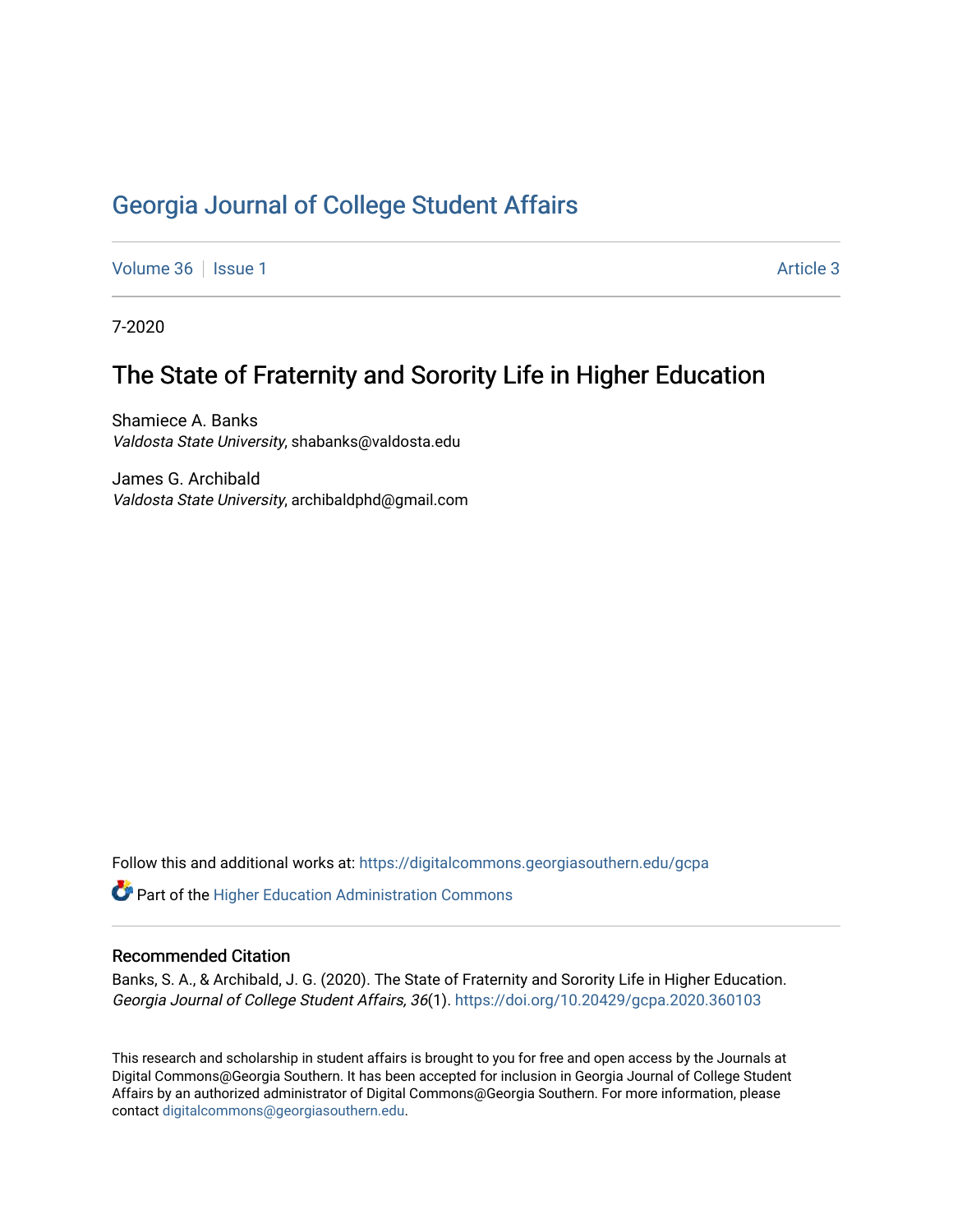# Georgia Journal of College Student Affairs

Volume 36 | Issue 1 | Article 3

7-2020

## The State of Fraternity and Sorority Life in Higher Education

Shamiece A. Banks
*Valdosta State University*, shabanks@valdosta.edu

James G. Archibald
*Valdosta State University*, archibaldphd@gmail.com

Follow this and additional works at: https://digitalcommons.georgiasouthern.edu/gcpa

Part of the Higher Education Administration Commons

### Recommended Citation

Banks, S. A., & Archibald, J. G. (2020). The State of Fraternity and Sorority Life in Higher Education. *Georgia Journal of College Student Affairs, 36*(1). https://doi.org/10.20429/gcpa.2020.360103

This research and scholarship in student affairs is brought to you for free and open access by the Journals at Digital Commons@Georgia Southern. It has been accepted for inclusion in Georgia Journal of College Student Affairs by an authorized administrator of Digital Commons@Georgia Southern. For more information, please contact digitalcommons@georgiasouthern.edu.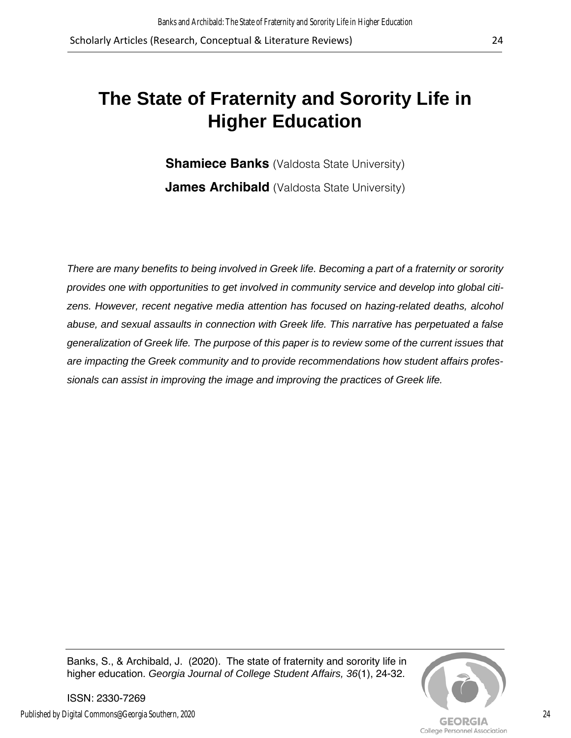# The State of Fraternity and Sorority Life in Higher Education

**Shamiece Banks** (Valdosta State University)

**James Archibald** (Valdosta State University)

*There are many benefits to being involved in Greek life. Becoming a part of a fraternity or sorority provides one with opportunities to get involved in community service and develop into global citizens. However, recent negative media attention has focused on hazing-related deaths, alcohol abuse, and sexual assaults in connection with Greek life. This narrative has perpetuated a false generalization of Greek life. The purpose of this paper is to review some of the current issues that are impacting the Greek community and to provide recommendations how student affairs professionals can assist in improving the image and improving the practices of Greek life.*

Banks, S., & Archibald, J. (2020). The state of fraternity and sorority life in higher education. *Georgia Journal of College Student Affairs, 36*(1), 24-32.

ISSN: 2330-7269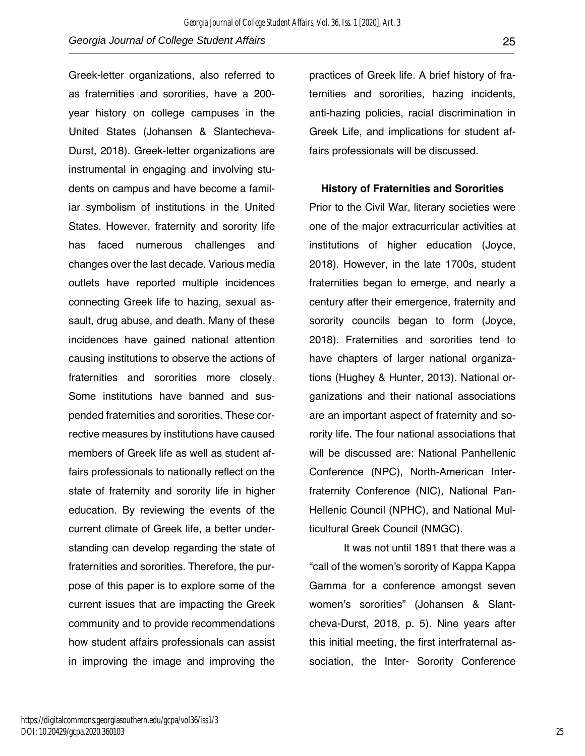Greek-letter organizations, also referred to as fraternities and sororities, have a 200-year history on college campuses in the United States (Johansen & Slantecheva-Durst, 2018). Greek-letter organizations are instrumental in engaging and involving students on campus and have become a familiar symbolism of institutions in the United States. However, fraternity and sorority life has faced numerous challenges and changes over the last decade. Various media outlets have reported multiple incidences connecting Greek life to hazing, sexual assault, drug abuse, and death. Many of these incidences have gained national attention causing institutions to observe the actions of fraternities and sororities more closely. Some institutions have banned and suspended fraternities and sororities. These corrective measures by institutions have caused members of Greek life as well as student affairs professionals to nationally reflect on the state of fraternity and sorority life in higher education. By reviewing the events of the current climate of Greek life, a better understanding can develop regarding the state of fraternities and sororities. Therefore, the purpose of this paper is to explore some of the current issues that are impacting the Greek community and to provide recommendations how student affairs professionals can assist in improving the image and improving the practices of Greek life. A brief history of fraternities and sororities, hazing incidents, anti-hazing policies, racial discrimination in Greek Life, and implications for student affairs professionals will be discussed.

## History of Fraternities and Sororities

Prior to the Civil War, literary societies were one of the major extracurricular activities at institutions of higher education (Joyce, 2018). However, in the late 1700s, student fraternities began to emerge, and nearly a century after their emergence, fraternity and sorority councils began to form (Joyce, 2018). Fraternities and sororities tend to have chapters of larger national organizations (Hughey & Hunter, 2013). National organizations and their national associations are an important aspect of fraternity and sorority life. The four national associations that will be discussed are: National Panhellenic Conference (NPC), North-American Interfraternity Conference (NIC), National Pan-Hellenic Council (NPHC), and National Multicultural Greek Council (NMGC).

It was not until 1891 that there was a "call of the women's sorority of Kappa Kappa Gamma for a conference amongst seven women's sororities" (Johansen & Slantcheva-Durst, 2018, p. 5). Nine years after this initial meeting, the first interfraternal association, the Inter- Sorority Conference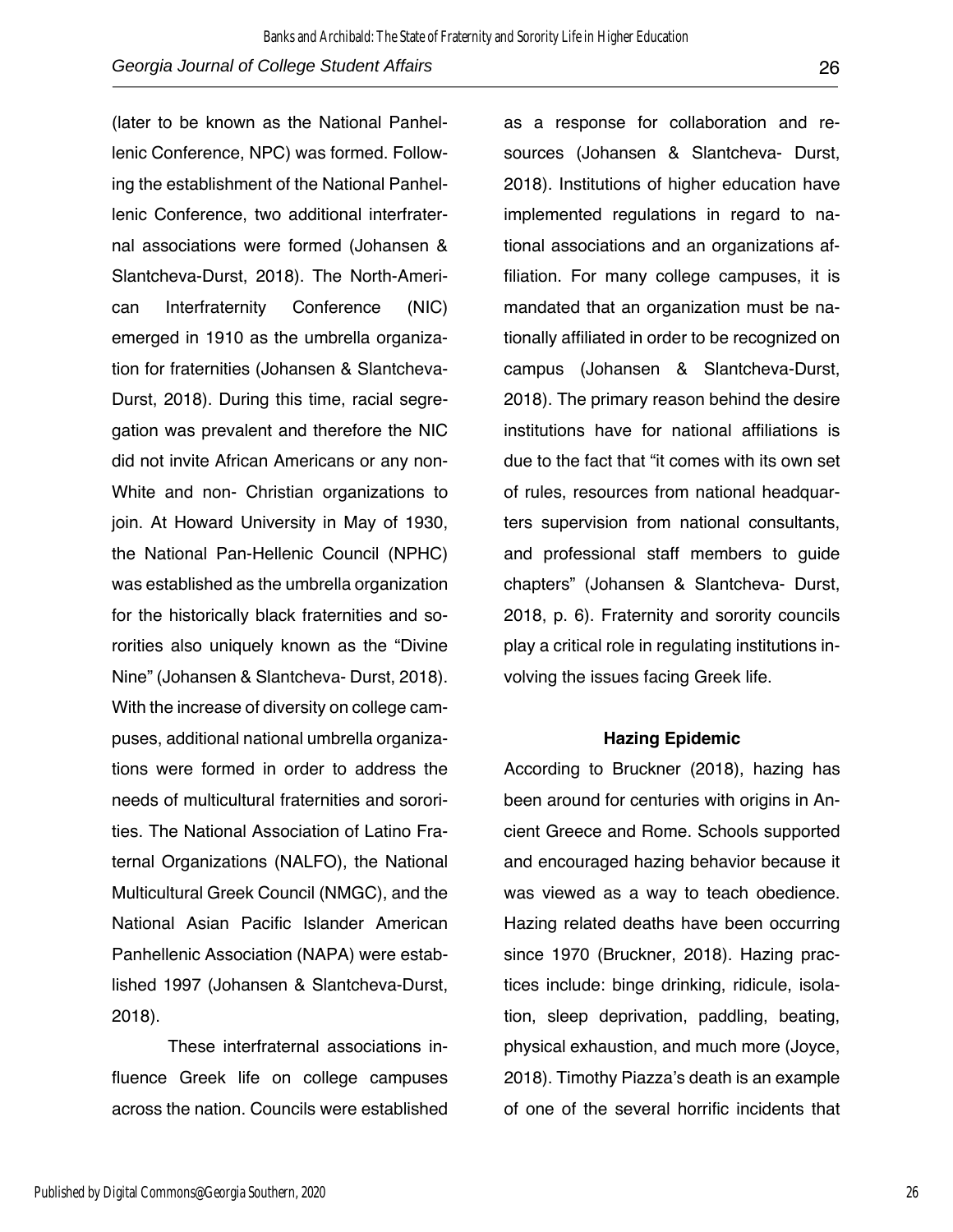(later to be known as the National Panhellenic Conference, NPC) was formed. Following the establishment of the National Panhellenic Conference, two additional interfraternal associations were formed (Johansen & Slantcheva-Durst, 2018). The North-American Interfraternity Conference (NIC) emerged in 1910 as the umbrella organization for fraternities (Johansen & Slantcheva-Durst, 2018). During this time, racial segregation was prevalent and therefore the NIC did not invite African Americans or any non-White and non- Christian organizations to join. At Howard University in May of 1930, the National Pan-Hellenic Council (NPHC) was established as the umbrella organization for the historically black fraternities and sororities also uniquely known as the "Divine Nine" (Johansen & Slantcheva- Durst, 2018). With the increase of diversity on college campuses, additional national umbrella organizations were formed in order to address the needs of multicultural fraternities and sororities. The National Association of Latino Fraternal Organizations (NALFO), the National Multicultural Greek Council (NMGC), and the National Asian Pacific Islander American Panhellenic Association (NAPA) were established 1997 (Johansen & Slantcheva-Durst, 2018).

These interfraternal associations influence Greek life on college campuses across the nation. Councils were established as a response for collaboration and resources (Johansen & Slantcheva- Durst, 2018). Institutions of higher education have implemented regulations in regard to national associations and an organizations affiliation. For many college campuses, it is mandated that an organization must be nationally affiliated in order to be recognized on campus (Johansen & Slantcheva-Durst, 2018). The primary reason behind the desire institutions have for national affiliations is due to the fact that "it comes with its own set of rules, resources from national headquarters supervision from national consultants, and professional staff members to guide chapters" (Johansen & Slantcheva- Durst, 2018, p. 6). Fraternity and sorority councils play a critical role in regulating institutions involving the issues facing Greek life.

### Hazing Epidemic

According to Bruckner (2018), hazing has been around for centuries with origins in Ancient Greece and Rome. Schools supported and encouraged hazing behavior because it was viewed as a way to teach obedience. Hazing related deaths have been occurring since 1970 (Bruckner, 2018). Hazing practices include: binge drinking, ridicule, isolation, sleep deprivation, paddling, beating, physical exhaustion, and much more (Joyce, 2018). Timothy Piazza's death is an example of one of the several horrific incidents that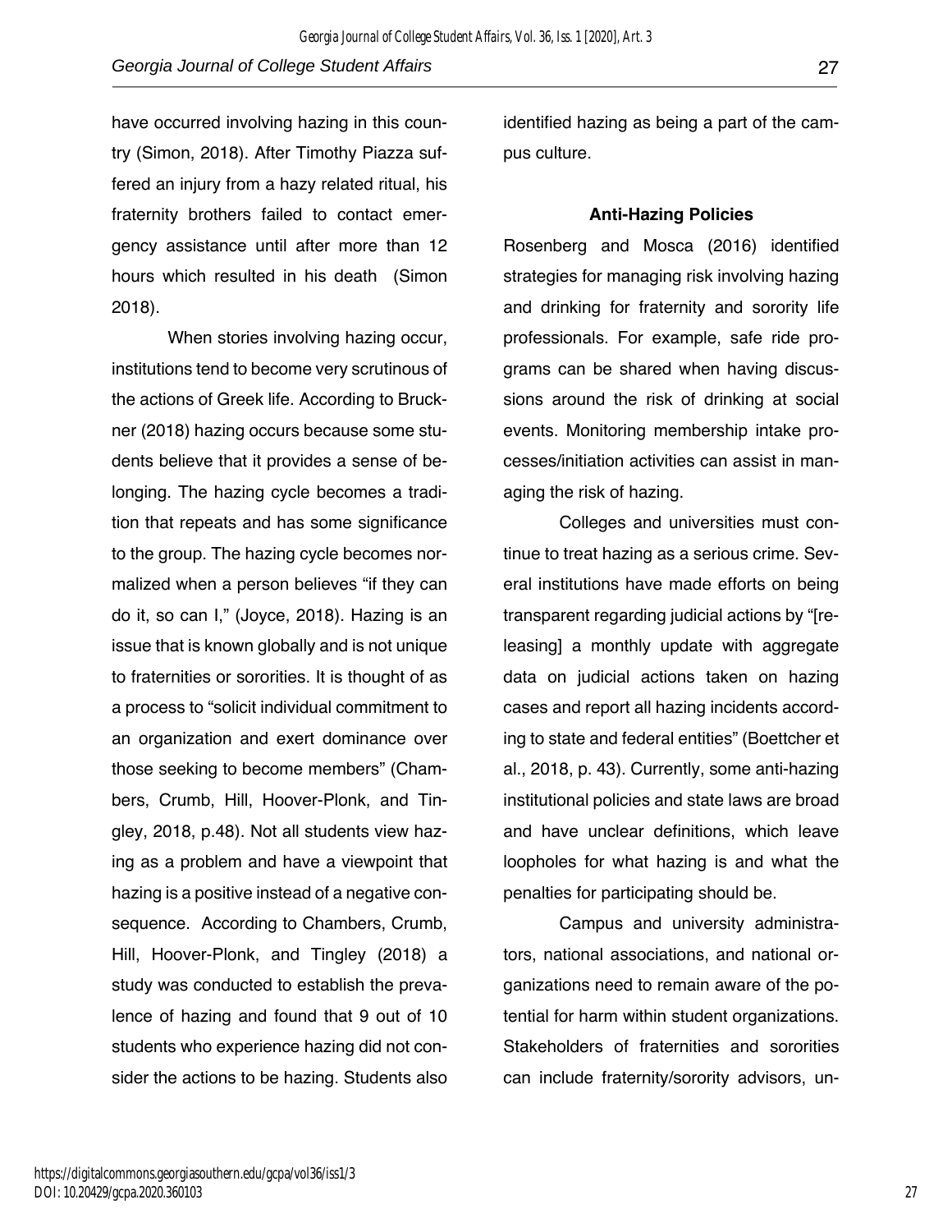have occurred involving hazing in this country (Simon, 2018). After Timothy Piazza suffered an injury from a hazy related ritual, his fraternity brothers failed to contact emergency assistance until after more than 12 hours which resulted in his death (Simon 2018).

When stories involving hazing occur, institutions tend to become very scrutinous of the actions of Greek life. According to Bruckner (2018) hazing occurs because some students believe that it provides a sense of belonging. The hazing cycle becomes a tradition that repeats and has some significance to the group. The hazing cycle becomes normalized when a person believes "if they can do it, so can I," (Joyce, 2018). Hazing is an issue that is known globally and is not unique to fraternities or sororities. It is thought of as a process to "solicit individual commitment to an organization and exert dominance over those seeking to become members" (Chambers, Crumb, Hill, Hoover-Plonk, and Tingley, 2018, p.48). Not all students view hazing as a problem and have a viewpoint that hazing is a positive instead of a negative consequence. According to Chambers, Crumb, Hill, Hoover-Plonk, and Tingley (2018) a study was conducted to establish the prevalence of hazing and found that 9 out of 10 students who experience hazing did not consider the actions to be hazing. Students also identified hazing as being a part of the campus culture.

### Anti-Hazing Policies

Rosenberg and Mosca (2016) identified strategies for managing risk involving hazing and drinking for fraternity and sorority life professionals. For example, safe ride programs can be shared when having discussions around the risk of drinking at social events. Monitoring membership intake processes/initiation activities can assist in managing the risk of hazing.

Colleges and universities must continue to treat hazing as a serious crime. Several institutions have made efforts on being transparent regarding judicial actions by "[releasing] a monthly update with aggregate data on judicial actions taken on hazing cases and report all hazing incidents according to state and federal entities" (Boettcher et al., 2018, p. 43). Currently, some anti-hazing institutional policies and state laws are broad and have unclear definitions, which leave loopholes for what hazing is and what the penalties for participating should be.

Campus and university administrators, national associations, and national organizations need to remain aware of the potential for harm within student organizations. Stakeholders of fraternities and sororities can include fraternity/sorority advisors, un-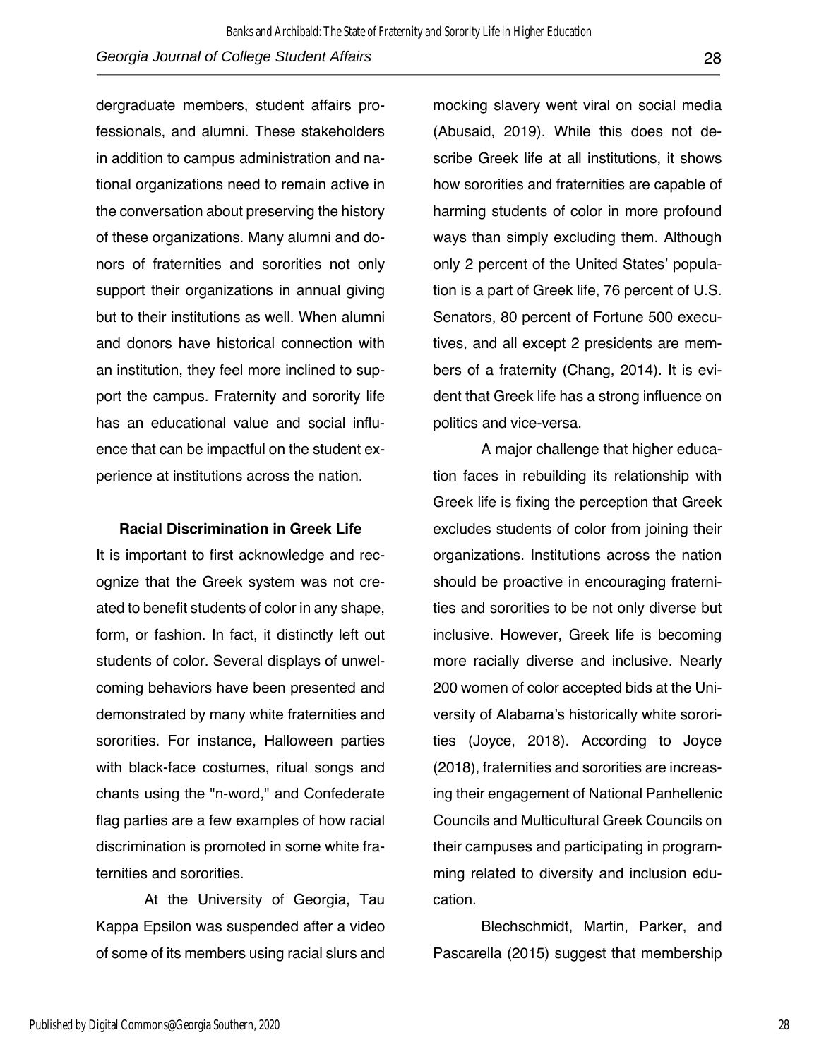dergraduate members, student affairs professionals, and alumni. These stakeholders in addition to campus administration and national organizations need to remain active in the conversation about preserving the history of these organizations. Many alumni and donors of fraternities and sororities not only support their organizations in annual giving but to their institutions as well. When alumni and donors have historical connection with an institution, they feel more inclined to support the campus. Fraternity and sorority life has an educational value and social influence that can be impactful on the student experience at institutions across the nation.

## Racial Discrimination in Greek Life

It is important to first acknowledge and recognize that the Greek system was not created to benefit students of color in any shape, form, or fashion. In fact, it distinctly left out students of color. Several displays of unwelcoming behaviors have been presented and demonstrated by many white fraternities and sororities. For instance, Halloween parties with black-face costumes, ritual songs and chants using the "n-word," and Confederate flag parties are a few examples of how racial discrimination is promoted in some white fraternities and sororities.

At the University of Georgia, Tau Kappa Epsilon was suspended after a video of some of its members using racial slurs and mocking slavery went viral on social media (Abusaid, 2019). While this does not describe Greek life at all institutions, it shows how sororities and fraternities are capable of harming students of color in more profound ways than simply excluding them. Although only 2 percent of the United States' population is a part of Greek life, 76 percent of U.S. Senators, 80 percent of Fortune 500 executives, and all except 2 presidents are members of a fraternity (Chang, 2014). It is evident that Greek life has a strong influence on politics and vice-versa.

A major challenge that higher education faces in rebuilding its relationship with Greek life is fixing the perception that Greek excludes students of color from joining their organizations. Institutions across the nation should be proactive in encouraging fraternities and sororities to be not only diverse but inclusive. However, Greek life is becoming more racially diverse and inclusive. Nearly 200 women of color accepted bids at the University of Alabama's historically white sororities (Joyce, 2018). According to Joyce (2018), fraternities and sororities are increasing their engagement of National Panhellenic Councils and Multicultural Greek Councils on their campuses and participating in programming related to diversity and inclusion education.

Blechschmidt, Martin, Parker, and Pascarella (2015) suggest that membership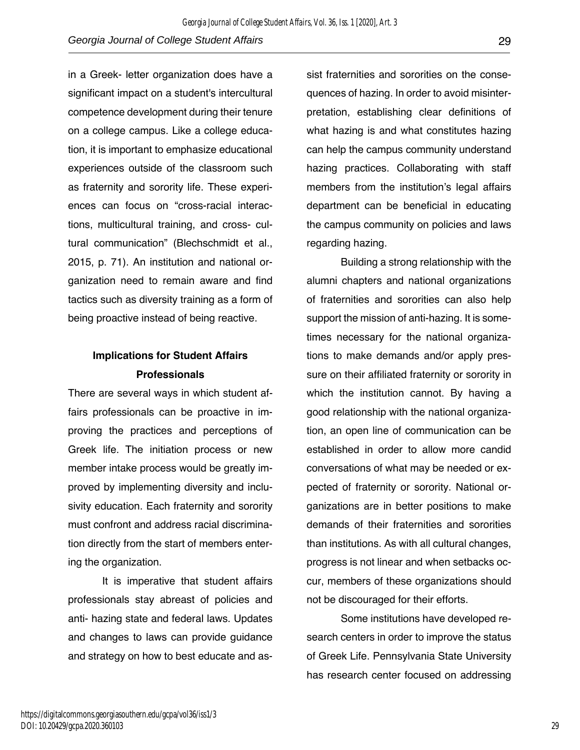in a Greek- letter organization does have a significant impact on a student's intercultural competence development during their tenure on a college campus. Like a college education, it is important to emphasize educational experiences outside of the classroom such as fraternity and sorority life. These experiences can focus on "cross-racial interactions, multicultural training, and cross- cultural communication" (Blechschmidt et al., 2015, p. 71). An institution and national organization need to remain aware and find tactics such as diversity training as a form of being proactive instead of being reactive.

## Implications for Student Affairs Professionals

There are several ways in which student affairs professionals can be proactive in improving the practices and perceptions of Greek life. The initiation process or new member intake process would be greatly improved by implementing diversity and inclusivity education. Each fraternity and sorority must confront and address racial discrimination directly from the start of members entering the organization.

It is imperative that student affairs professionals stay abreast of policies and anti- hazing state and federal laws. Updates and changes to laws can provide guidance and strategy on how to best educate and assist fraternities and sororities on the consequences of hazing. In order to avoid misinterpretation, establishing clear definitions of what hazing is and what constitutes hazing can help the campus community understand hazing practices. Collaborating with staff members from the institution's legal affairs department can be beneficial in educating the campus community on policies and laws regarding hazing.

Building a strong relationship with the alumni chapters and national organizations of fraternities and sororities can also help support the mission of anti-hazing. It is sometimes necessary for the national organizations to make demands and/or apply pressure on their affiliated fraternity or sorority in which the institution cannot. By having a good relationship with the national organization, an open line of communication can be established in order to allow more candid conversations of what may be needed or expected of fraternity or sorority. National organizations are in better positions to make demands of their fraternities and sororities than institutions. As with all cultural changes, progress is not linear and when setbacks occur, members of these organizations should not be discouraged for their efforts.

Some institutions have developed research centers in order to improve the status of Greek Life. Pennsylvania State University has research center focused on addressing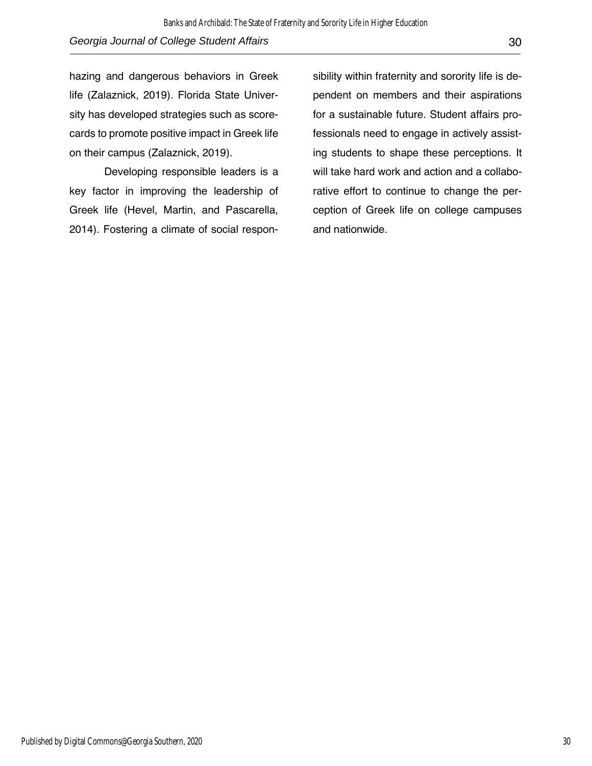hazing and dangerous behaviors in Greek life (Zalaznick, 2019). Florida State University has developed strategies such as scorecards to promote positive impact in Greek life on their campus (Zalaznick, 2019).

Developing responsible leaders is a key factor in improving the leadership of Greek life (Hevel, Martin, and Pascarella, 2014). Fostering a climate of social responsibility within fraternity and sorority life is dependent on members and their aspirations for a sustainable future. Student affairs professionals need to engage in actively assisting students to shape these perceptions. It will take hard work and action and a collaborative effort to continue to change the perception of Greek life on college campuses and nationwide.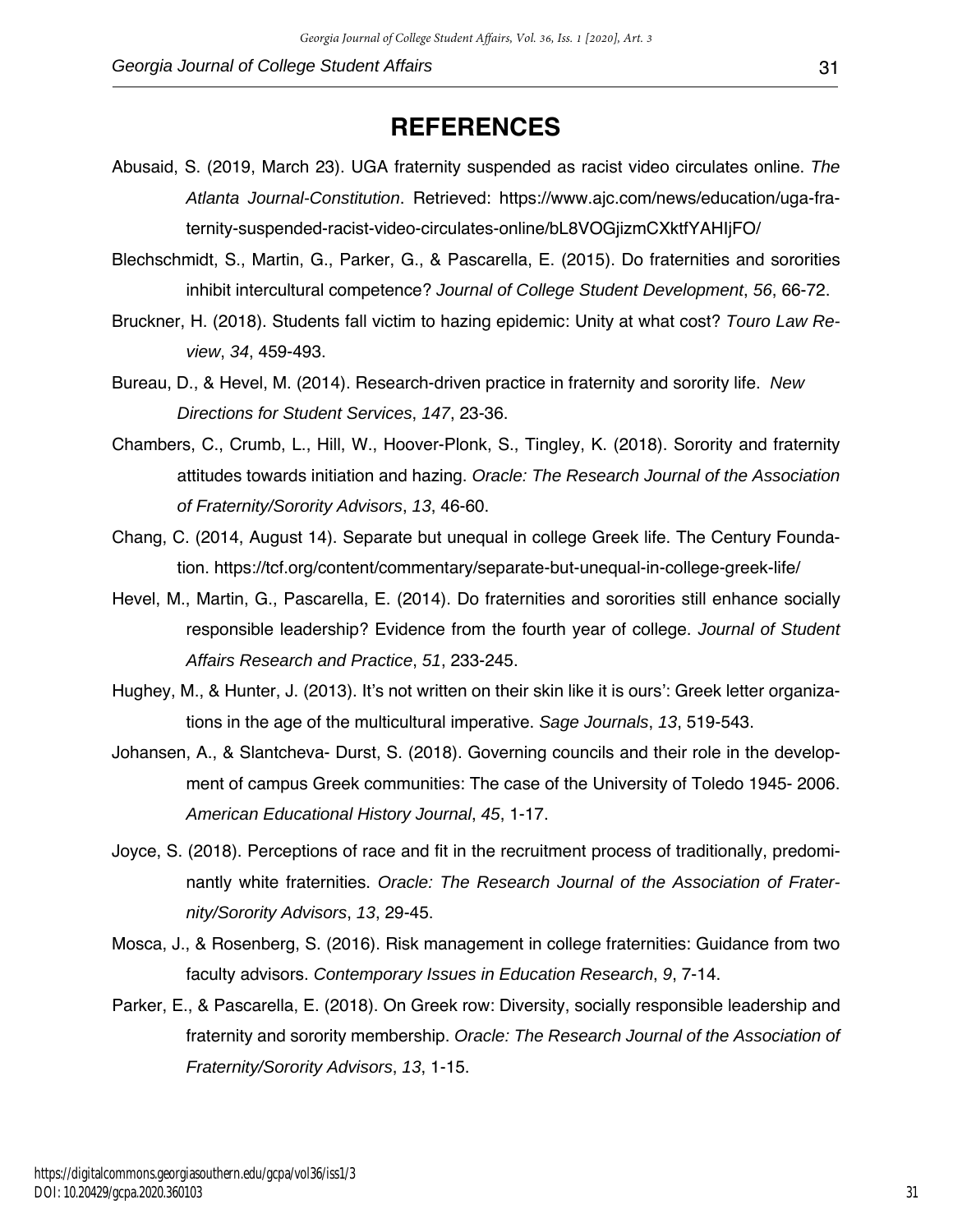# REFERENCES

Abusaid, S. (2019, March 23). UGA fraternity suspended as racist video circulates online. *The Atlanta Journal-Constitution*. Retrieved: https://www.ajc.com/news/education/uga-fraternity-suspended-racist-video-circulates-online/bL8VOGjizmCXktfYAHIjFO/

Blechschmidt, S., Martin, G., Parker, G., & Pascarella, E. (2015). Do fraternities and sororities inhibit intercultural competence? *Journal of College Student Development*, *56*, 66-72.

Bruckner, H. (2018). Students fall victim to hazing epidemic: Unity at what cost? *Touro Law Review*, *34*, 459-493.

Bureau, D., & Hevel, M. (2014). Research-driven practice in fraternity and sorority life. *New Directions for Student Services*, *147*, 23-36.

Chambers, C., Crumb, L., Hill, W., Hoover-Plonk, S., Tingley, K. (2018). Sorority and fraternity attitudes towards initiation and hazing. *Oracle: The Research Journal of the Association of Fraternity/Sorority Advisors*, *13*, 46-60.

Chang, C. (2014, August 14). Separate but unequal in college Greek life. The Century Foundation. https://tcf.org/content/commentary/separate-but-unequal-in-college-greek-life/

Hevel, M., Martin, G., Pascarella, E. (2014). Do fraternities and sororities still enhance socially responsible leadership? Evidence from the fourth year of college. *Journal of Student Affairs Research and Practice*, *51*, 233-245.

Hughey, M., & Hunter, J. (2013). It's not written on their skin like it is ours': Greek letter organizations in the age of the multicultural imperative. *Sage Journals*, *13*, 519-543.

Johansen, A., & Slantcheva- Durst, S. (2018). Governing councils and their role in the development of campus Greek communities: The case of the University of Toledo 1945- 2006. *American Educational History Journal*, *45*, 1-17.

Joyce, S. (2018). Perceptions of race and fit in the recruitment process of traditionally, predominantly white fraternities. *Oracle: The Research Journal of the Association of Fraternity/Sorority Advisors*, *13*, 29-45.

Mosca, J., & Rosenberg, S. (2016). Risk management in college fraternities: Guidance from two faculty advisors. *Contemporary Issues in Education Research*, *9*, 7-14.

Parker, E., & Pascarella, E. (2018). On Greek row: Diversity, socially responsible leadership and fraternity and sorority membership. *Oracle: The Research Journal of the Association of Fraternity/Sorority Advisors*, *13*, 1-15.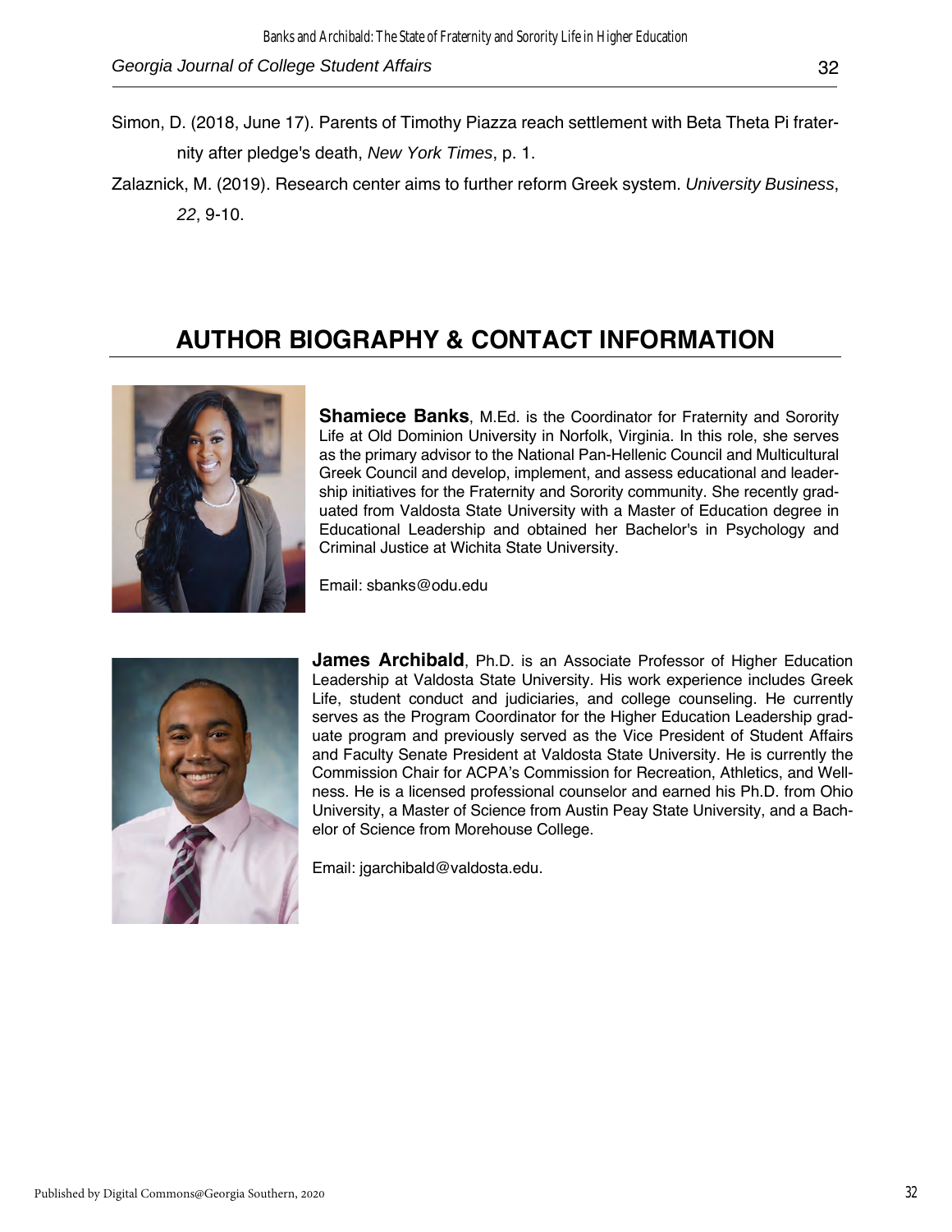Simon, D. (2018, June 17). Parents of Timothy Piazza reach settlement with Beta Theta Pi fraternity after pledge's death, *New York Times*, p. 1.

Zalaznick, M. (2019). Research center aims to further reform Greek system. *University Business*, *22*, 9-10.

## AUTHOR BIOGRAPHY & CONTACT INFORMATION

**Shamiece Banks**, M.Ed. is the Coordinator for Fraternity and Sorority Life at Old Dominion University in Norfolk, Virginia. In this role, she serves as the primary advisor to the National Pan-Hellenic Council and Multicultural Greek Council and develop, implement, and assess educational and leadership initiatives for the Fraternity and Sorority community. She recently graduated from Valdosta State University with a Master of Education degree in Educational Leadership and obtained her Bachelor's in Psychology and Criminal Justice at Wichita State University.

Email: sbanks@odu.edu

**James Archibald**, Ph.D. is an Associate Professor of Higher Education Leadership at Valdosta State University. His work experience includes Greek Life, student conduct and judiciaries, and college counseling. He currently serves as the Program Coordinator for the Higher Education Leadership graduate program and previously served as the Vice President of Student Affairs and Faculty Senate President at Valdosta State University. He is currently the Commission Chair for ACPA's Commission for Recreation, Athletics, and Wellness. He is a licensed professional counselor and earned his Ph.D. from Ohio University, a Master of Science from Austin Peay State University, and a Bachelor of Science from Morehouse College.

Email: jgarchibald@valdosta.edu.